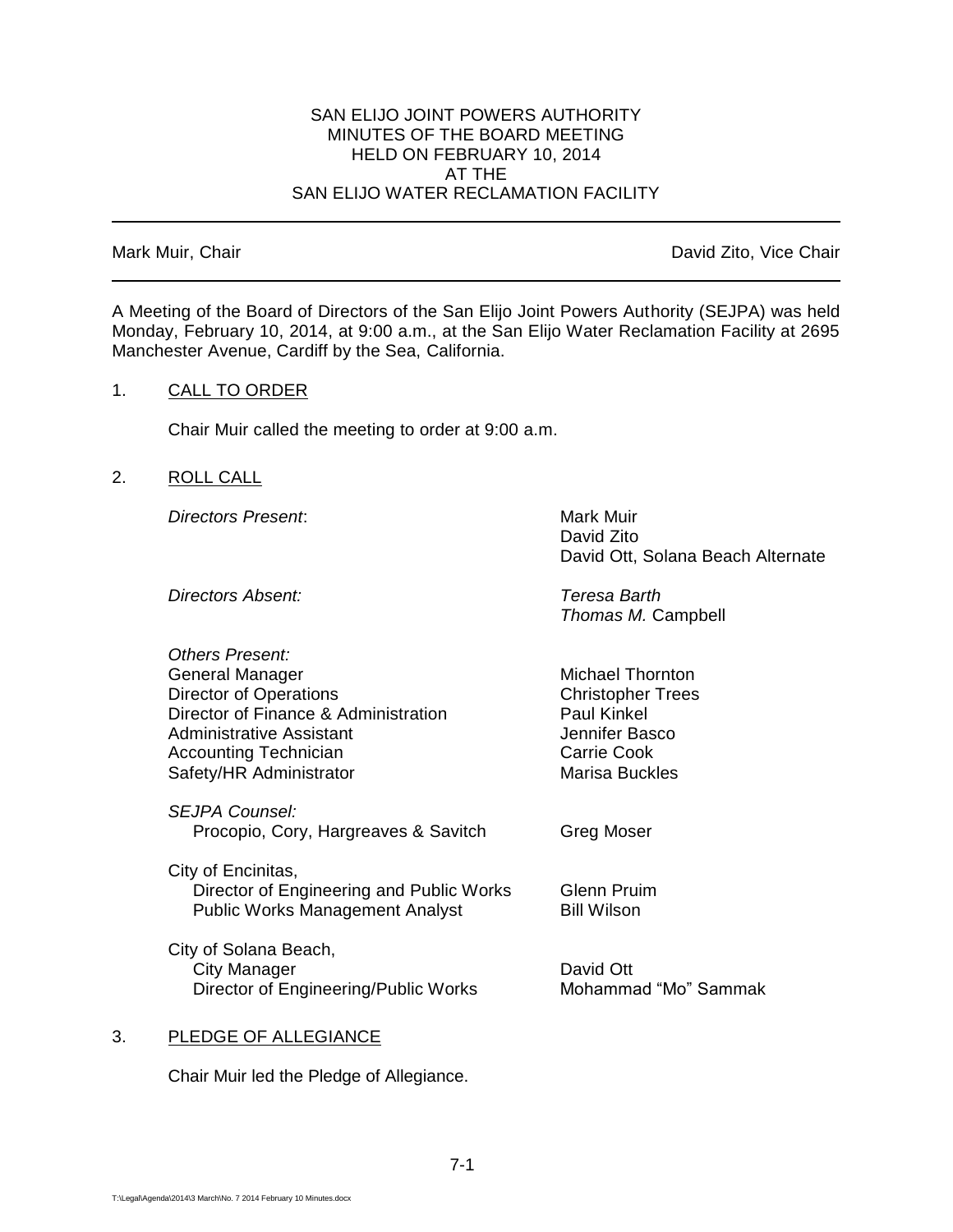SAN ELIJO JOINT POWERS AUTHORITY
MINUTES OF THE BOARD MEETING
HELD ON FEBRUARY 10, 2014
AT THE
SAN ELIJO WATER RECLAMATION FACILITY

---

Mark Muir, Chair | David Zito, Vice Chair

---

A Meeting of the Board of Directors of the San Elijo Joint Powers Authority (SEJPA) was held Monday, February 10, 2014, at 9:00 a.m., at the San Elijo Water Reclamation Facility at 2695 Manchester Avenue, Cardiff by the Sea, California.

1. CALL TO ORDER

   Chair Muir called the meeting to order at 9:00 a.m.

2. ROLL CALL

| | |
|---|---|
| *Directors Present*: | Mark Muir |
| | David Zito |
| | David Ott, Solana Beach Alternate |
| *Directors Absent:* | *Teresa Barth* |
| | *Thomas M.* Campbell |
| *Others Present:* | |
| General Manager | Michael Thornton |
| Director of Operations | Christopher Trees |
| Director of Finance & Administration | Paul Kinkel |
| Administrative Assistant | Jennifer Basco |
| Accounting Technician | Carrie Cook |
| Safety/HR Administrator | Marisa Buckles |
| *SEJPA Counsel:* | |
| Procopio, Cory, Hargreaves & Savitch | Greg Moser |
| City of Encinitas, | |
| Director of Engineering and Public Works | Glenn Pruim |
| Public Works Management Analyst | Bill Wilson |
| City of Solana Beach, | |
| City Manager | David Ott |
| Director of Engineering/Public Works | Mohammad "Mo" Sammak |

3. PLEDGE OF ALLEGIANCE

   Chair Muir led the Pledge of Allegiance.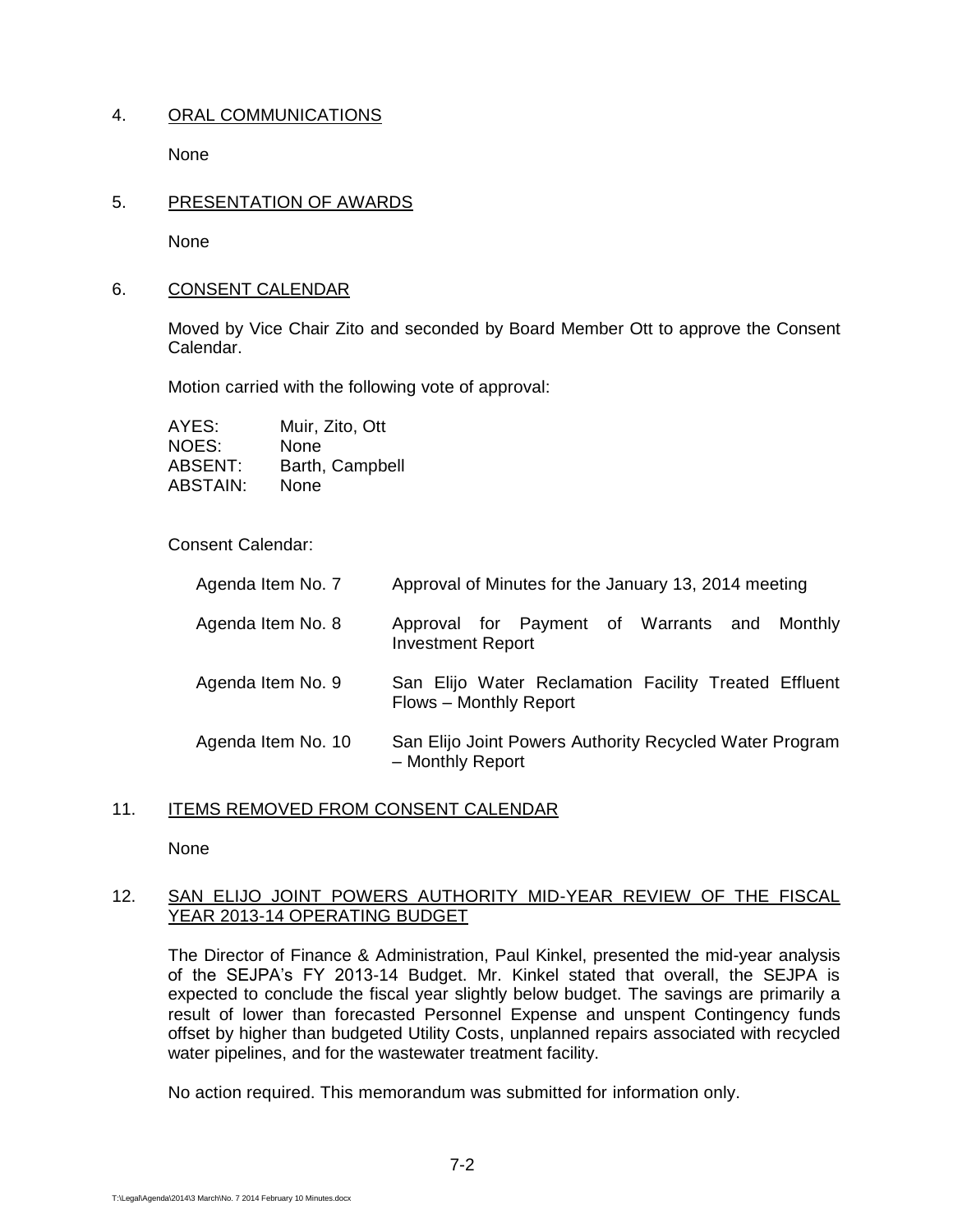4. ORAL COMMUNICATIONS

None

5. PRESENTATION OF AWARDS

None

6. CONSENT CALENDAR

Moved by Vice Chair Zito and seconded by Board Member Ott to approve the Consent Calendar.

Motion carried with the following vote of approval:

| | |
|---|---|
| AYES: | Muir, Zito, Ott |
| NOES: | None |
| ABSENT: | Barth, Campbell |
| ABSTAIN: | None |

Consent Calendar:

| | |
|---|---|
| Agenda Item No. 7 | Approval of Minutes for the January 13, 2014 meeting |
| Agenda Item No. 8 | Approval for Payment of Warrants and Monthly Investment Report |
| Agenda Item No. 9 | San Elijo Water Reclamation Facility Treated Effluent Flows – Monthly Report |
| Agenda Item No. 10 | San Elijo Joint Powers Authority Recycled Water Program – Monthly Report |

11. ITEMS REMOVED FROM CONSENT CALENDAR

None

12. SAN ELIJO JOINT POWERS AUTHORITY MID-YEAR REVIEW OF THE FISCAL YEAR 2013-14 OPERATING BUDGET

The Director of Finance & Administration, Paul Kinkel, presented the mid-year analysis of the SEJPA's FY 2013-14 Budget. Mr. Kinkel stated that overall, the SEJPA is expected to conclude the fiscal year slightly below budget. The savings are primarily a result of lower than forecasted Personnel Expense and unspent Contingency funds offset by higher than budgeted Utility Costs, unplanned repairs associated with recycled water pipelines, and for the wastewater treatment facility.

No action required. This memorandum was submitted for information only.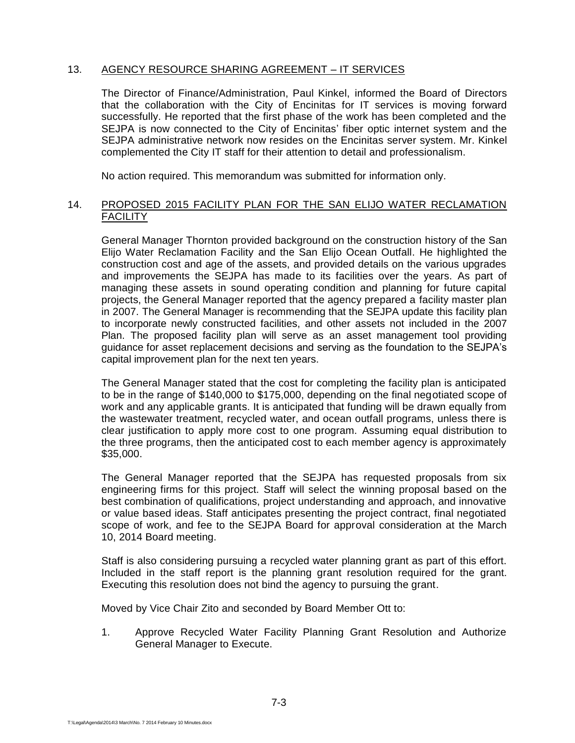13. AGENCY RESOURCE SHARING AGREEMENT – IT SERVICES

The Director of Finance/Administration, Paul Kinkel, informed the Board of Directors that the collaboration with the City of Encinitas for IT services is moving forward successfully. He reported that the first phase of the work has been completed and the SEJPA is now connected to the City of Encinitas' fiber optic internet system and the SEJPA administrative network now resides on the Encinitas server system. Mr. Kinkel complemented the City IT staff for their attention to detail and professionalism.

No action required. This memorandum was submitted for information only.

14. PROPOSED 2015 FACILITY PLAN FOR THE SAN ELIJO WATER RECLAMATION FACILITY

General Manager Thornton provided background on the construction history of the San Elijo Water Reclamation Facility and the San Elijo Ocean Outfall. He highlighted the construction cost and age of the assets, and provided details on the various upgrades and improvements the SEJPA has made to its facilities over the years. As part of managing these assets in sound operating condition and planning for future capital projects, the General Manager reported that the agency prepared a facility master plan in 2007. The General Manager is recommending that the SEJPA update this facility plan to incorporate newly constructed facilities, and other assets not included in the 2007 Plan. The proposed facility plan will serve as an asset management tool providing guidance for asset replacement decisions and serving as the foundation to the SEJPA's capital improvement plan for the next ten years.

The General Manager stated that the cost for completing the facility plan is anticipated to be in the range of $140,000 to $175,000, depending on the final negotiated scope of work and any applicable grants. It is anticipated that funding will be drawn equally from the wastewater treatment, recycled water, and ocean outfall programs, unless there is clear justification to apply more cost to one program. Assuming equal distribution to the three programs, then the anticipated cost to each member agency is approximately $35,000.

The General Manager reported that the SEJPA has requested proposals from six engineering firms for this project. Staff will select the winning proposal based on the best combination of qualifications, project understanding and approach, and innovative or value based ideas. Staff anticipates presenting the project contract, final negotiated scope of work, and fee to the SEJPA Board for approval consideration at the March 10, 2014 Board meeting.

Staff is also considering pursuing a recycled water planning grant as part of this effort. Included in the staff report is the planning grant resolution required for the grant. Executing this resolution does not bind the agency to pursuing the grant.

Moved by Vice Chair Zito and seconded by Board Member Ott to:

1. Approve Recycled Water Facility Planning Grant Resolution and Authorize General Manager to Execute.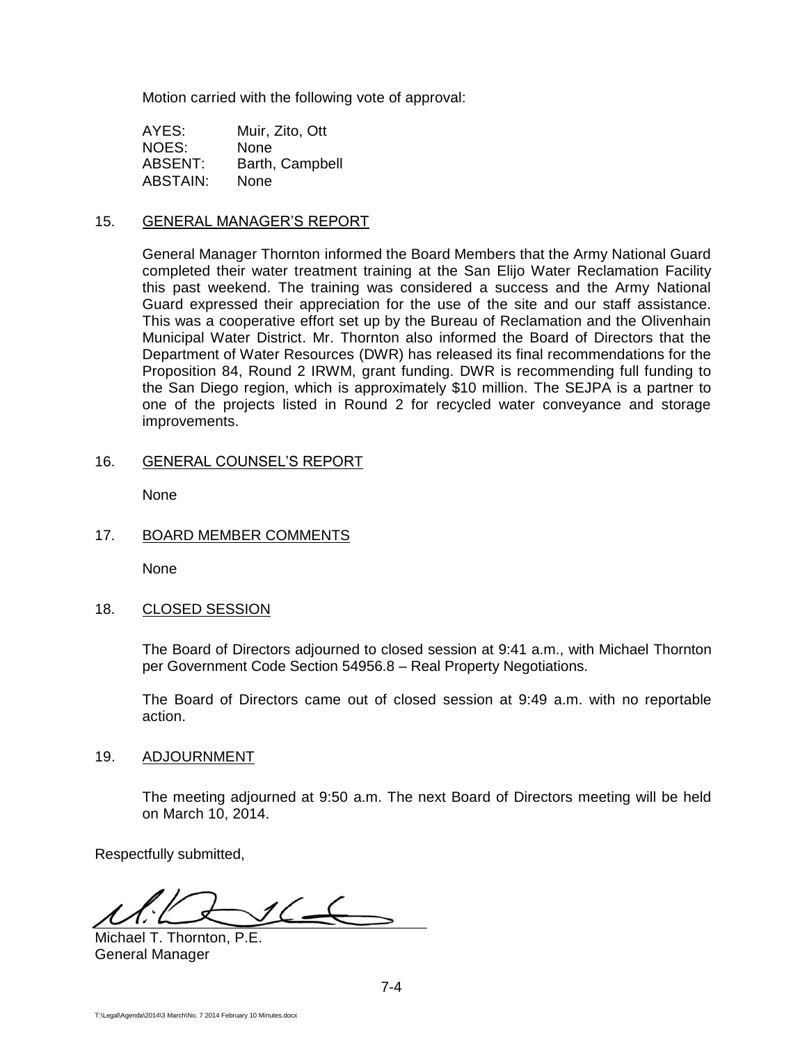Motion carried with the following vote of approval:

| | |
|---|---|
| AYES: | Muir, Zito, Ott |
| NOES: | None |
| ABSENT: | Barth, Campbell |
| ABSTAIN: | None |

15. GENERAL MANAGER'S REPORT

General Manager Thornton informed the Board Members that the Army National Guard completed their water treatment training at the San Elijo Water Reclamation Facility this past weekend. The training was considered a success and the Army National Guard expressed their appreciation for the use of the site and our staff assistance. This was a cooperative effort set up by the Bureau of Reclamation and the Olivenhain Municipal Water District. Mr. Thornton also informed the Board of Directors that the Department of Water Resources (DWR) has released its final recommendations for the Proposition 84, Round 2 IRWM, grant funding. DWR is recommending full funding to the San Diego region, which is approximately $10 million. The SEJPA is a partner to one of the projects listed in Round 2 for recycled water conveyance and storage improvements.

16. GENERAL COUNSEL'S REPORT

None

17. BOARD MEMBER COMMENTS

None

18. CLOSED SESSION

The Board of Directors adjourned to closed session at 9:41 a.m., with Michael Thornton per Government Code Section 54956.8 – Real Property Negotiations.

The Board of Directors came out of closed session at 9:49 a.m. with no reportable action.

19. ADJOURNMENT

The meeting adjourned at 9:50 a.m. The next Board of Directors meeting will be held on March 10, 2014.

Respectfully submitted,

Michael T. Thornton, P.E.
General Manager

T:\Legal\Agenda\2014\3 March\No. 7 2014 February 10 Minutes.docx